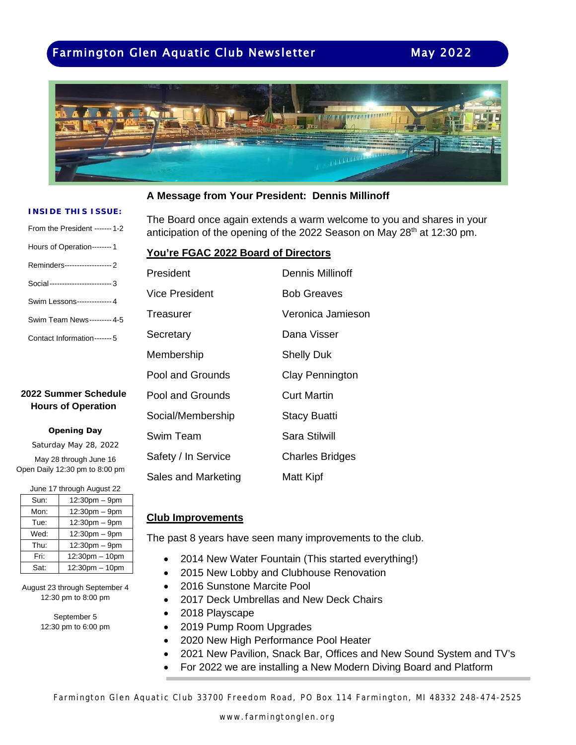# Farmington Glen Aquatic Club Newsletter — May 2022

**INSIDE THIS ISSUE:**

- From the President ------- 1-2
- Hours of Operation-------- 1
- Reminders------------------- 2
- Social------------------------- 3
- Swim Lessons-------------- 4
- Swim Team News--------- 4-5
- Contact Information------- 5

## 2022 Summer Schedule Hours of Operation

**Opening Day**

Saturday May 28, 2022

May 28 through June 16
Open Daily 12:30 pm to 8:00 pm

June 17 through August 22

| Day | Hours |
|---|---|
| Sun: | 12:30pm – 9pm |
| Mon: | 12:30pm – 9pm |
| Tue: | 12:30pm – 9pm |
| Wed: | 12:30pm – 9pm |
| Thu: | 12:30pm – 9pm |
| Fri: | 12:30pm – 10pm |
| Sat: | 12:30pm – 10pm |

August 23 through September 4
12:30 pm to 8:00 pm

September 5
12:30 pm to 6:00 pm

## A Message from Your President: Dennis Millinoff

The Board once again extends a warm welcome to you and shares in your anticipation of the opening of the 2022 Season on May 28th at 12:30 pm.

### You're FGAC 2022 Board of Directors

| Position | Name |
|---|---|
| President | Dennis Millinoff |
| Vice President | Bob Greaves |
| Treasurer | Veronica Jamieson |
| Secretary | Dana Visser |
| Membership | Shelly Duk |
| Pool and Grounds | Clay Pennington |
| Pool and Grounds | Curt Martin |
| Social/Membership | Stacy Buatti |
| Swim Team | Sara Stilwill |
| Safety / In Service | Charles Bridges |
| Sales and Marketing | Matt Kipf |

### Club Improvements

The past 8 years have seen many improvements to the club.

- 2014 New Water Fountain (This started everything!)
- 2015 New Lobby and Clubhouse Renovation
- 2016 Sunstone Marcite Pool
- 2017 Deck Umbrellas and New Deck Chairs
- 2018 Playscape
- 2019 Pump Room Upgrades
- 2020 New High Performance Pool Heater
- 2021 New Pavilion, Snack Bar, Offices and New Sound System and TV's
- For 2022 we are installing a New Modern Diving Board and Platform

Farmington Glen Aquatic Club 33700 Freedom Road, PO Box 114 Farmington, MI 48332 248-474-2525

www.farmingtonglen.org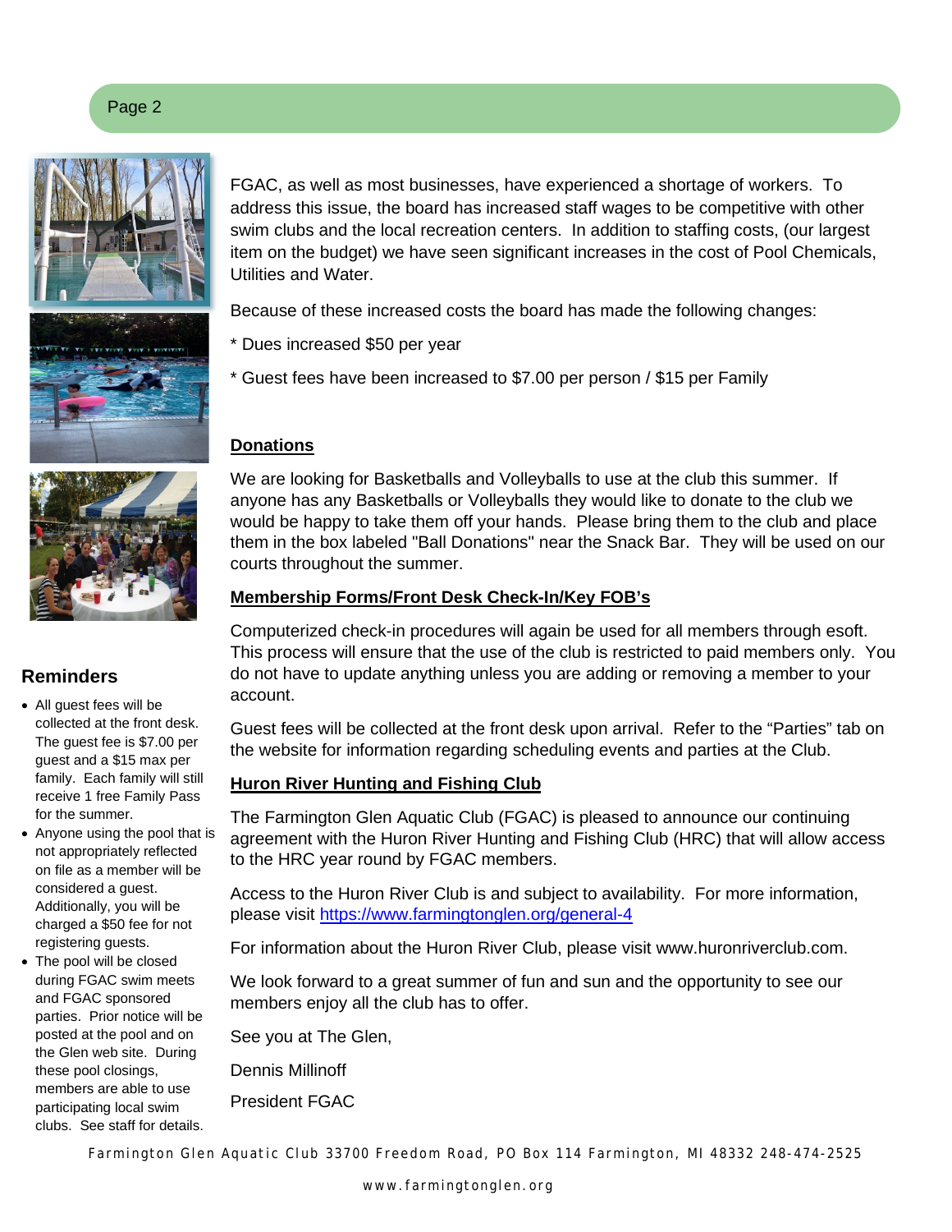FGAC, as well as most businesses, have experienced a shortage of workers. To address this issue, the board has increased staff wages to be competitive with other swim clubs and the local recreation centers. In addition to staffing costs, (our largest item on the budget) we have seen significant increases in the cost of Pool Chemicals, Utilities and Water.

Because of these increased costs the board has made the following changes:

* Dues increased $50 per year

* Guest fees have been increased to $7.00 per person / $15 per Family

## Donations

We are looking for Basketballs and Volleyballs to use at the club this summer. If anyone has any Basketballs or Volleyballs they would like to donate to the club we would be happy to take them off your hands. Please bring them to the club and place them in the box labeled "Ball Donations" near the Snack Bar. They will be used on our courts throughout the summer.

## Membership Forms/Front Desk Check-In/Key FOB's

Computerized check-in procedures will again be used for all members through esoft. This process will ensure that the use of the club is restricted to paid members only. You do not have to update anything unless you are adding or removing a member to your account.

Guest fees will be collected at the front desk upon arrival. Refer to the "Parties" tab on the website for information regarding scheduling events and parties at the Club.

## Huron River Hunting and Fishing Club

The Farmington Glen Aquatic Club (FGAC) is pleased to announce our continuing agreement with the Huron River Hunting and Fishing Club (HRC) that will allow access to the HRC year round by FGAC members.

Access to the Huron River Club is and subject to availability. For more information, please visit https://www.farmingtonglen.org/general-4

For information about the Huron River Club, please visit www.huronriverclub.com.

We look forward to a great summer of fun and sun and the opportunity to see our members enjoy all the club has to offer.

See you at The Glen,

Dennis Millinoff

President FGAC

## Reminders

- All guest fees will be collected at the front desk. The guest fee is $7.00 per guest and a $15 max per family. Each family will still receive 1 free Family Pass for the summer.
- Anyone using the pool that is not appropriately reflected on file as a member will be considered a guest. Additionally, you will be charged a $50 fee for not registering guests.
- The pool will be closed during FGAC swim meets and FGAC sponsored parties. Prior notice will be posted at the pool and on the Glen web site. During these pool closings, members are able to use participating local swim clubs. See staff for details.

Farmington Glen Aquatic Club 33700 Freedom Road, PO Box 114 Farmington, MI 48332 248-474-2525

www.farmingtonglen.org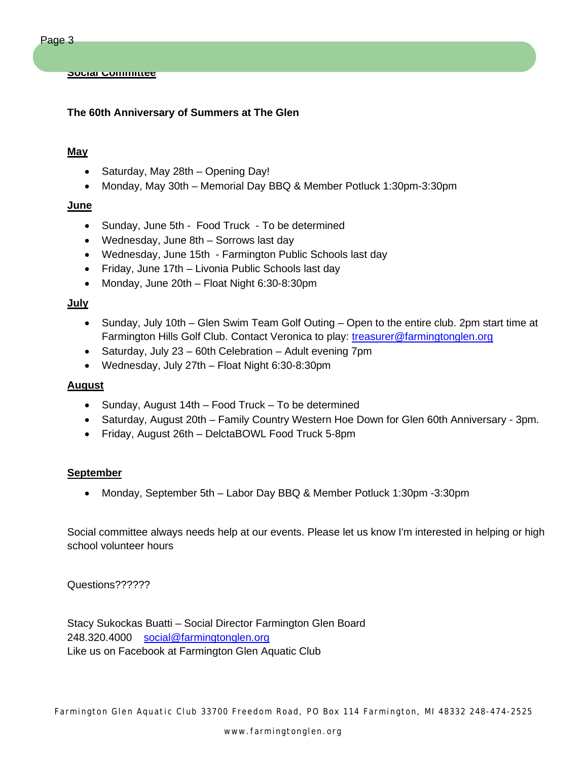## Social Committee

**The 60th Anniversary of Summers at The Glen**

**May**

- Saturday, May 28th – Opening Day!
- Monday, May 30th – Memorial Day BBQ & Member Potluck 1:30pm-3:30pm

**June**

- Sunday, June 5th - Food Truck - To be determined
- Wednesday, June 8th – Sorrows last day
- Wednesday, June 15th - Farmington Public Schools last day
- Friday, June 17th – Livonia Public Schools last day
- Monday, June 20th – Float Night 6:30-8:30pm

**July**

- Sunday, July 10th – Glen Swim Team Golf Outing – Open to the entire club. 2pm start time at Farmington Hills Golf Club. Contact Veronica to play: treasurer@farmingtonglen.org
- Saturday, July 23 – 60th Celebration – Adult evening 7pm
- Wednesday, July 27th – Float Night 6:30-8:30pm

**August**

- Sunday, August 14th – Food Truck – To be determined
- Saturday, August 20th – Family Country Western Hoe Down for Glen 60th Anniversary - 3pm.
- Friday, August 26th – DelctaBOWL Food Truck 5-8pm

**September**

- Monday, September 5th – Labor Day BBQ & Member Potluck 1:30pm -3:30pm

Social committee always needs help at our events. Please let us know I'm interested in helping or high school volunteer hours

Questions??????

Stacy Sukockas Buatti – Social Director Farmington Glen Board
248.320.4000 social@farmingtonglen.org
Like us on Facebook at Farmington Glen Aquatic Club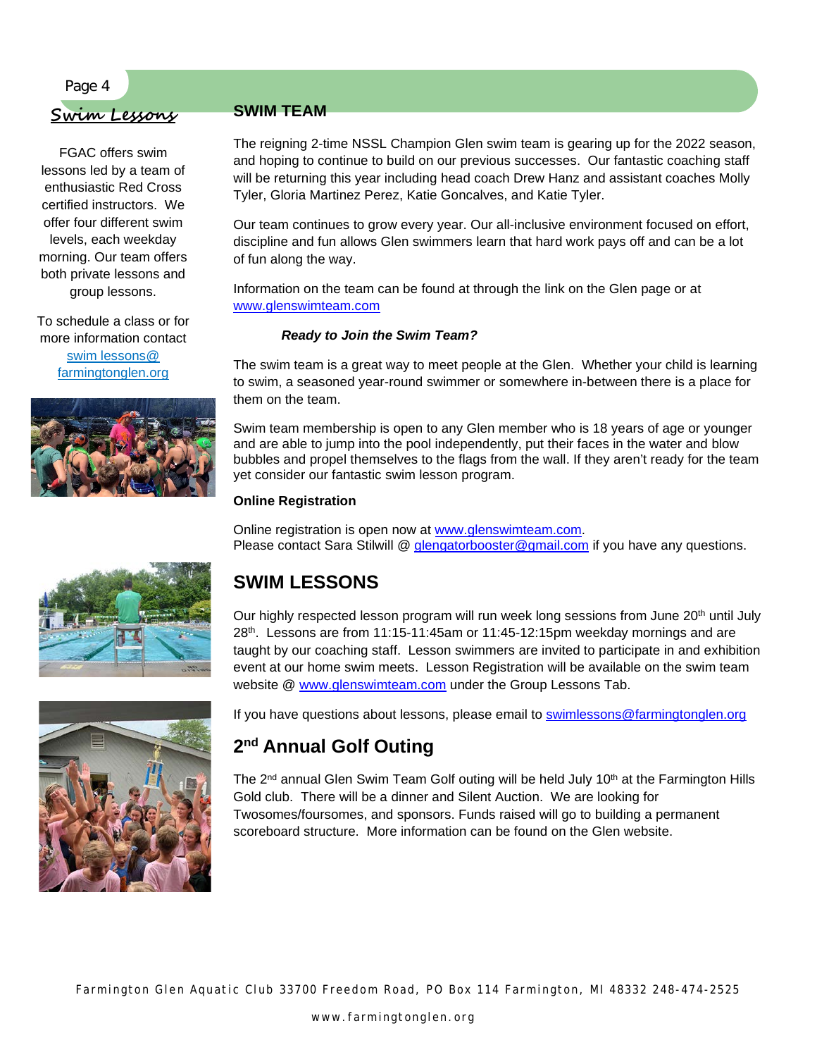## Swim Lessons

FGAC offers swim lessons led by a team of enthusiastic Red Cross certified instructors. We offer four different swim levels, each weekday morning. Our team offers both private lessons and group lessons.

To schedule a class or for more information contact swim lessons@ farmingtonglen.org

## SWIM TEAM

The reigning 2-time NSSL Champion Glen swim team is gearing up for the 2022 season, and hoping to continue to build on our previous successes. Our fantastic coaching staff will be returning this year including head coach Drew Hanz and assistant coaches Molly Tyler, Gloria Martinez Perez, Katie Goncalves, and Katie Tyler.

Our team continues to grow every year. Our all-inclusive environment focused on effort, discipline and fun allows Glen swimmers learn that hard work pays off and can be a lot of fun along the way.

Information on the team can be found at through the link on the Glen page or at www.glenswimteam.com

***Ready to Join the Swim Team?***

The swim team is a great way to meet people at the Glen. Whether your child is learning to swim, a seasoned year-round swimmer or somewhere in-between there is a place for them on the team.

Swim team membership is open to any Glen member who is 18 years of age or younger and are able to jump into the pool independently, put their faces in the water and blow bubbles and propel themselves to the flags from the wall. If they aren't ready for the team yet consider our fantastic swim lesson program.

**Online Registration**

Online registration is open now at www.glenswimteam.com.
Please contact Sara Stilwill @ glengatorbooster@gmail.com if you have any questions.

## SWIM LESSONS

Our highly respected lesson program will run week long sessions from June 20th until July 28th. Lessons are from 11:15-11:45am or 11:45-12:15pm weekday mornings and are taught by our coaching staff. Lesson swimmers are invited to participate in and exhibition event at our home swim meets. Lesson Registration will be available on the swim team website @ www.glenswimteam.com under the Group Lessons Tab.

If you have questions about lessons, please email to swimlessons@farmingtonglen.org

## 2nd Annual Golf Outing

The 2nd annual Glen Swim Team Golf outing will be held July 10th at the Farmington Hills Gold club. There will be a dinner and Silent Auction. We are looking for Twosomes/foursomes, and sponsors. Funds raised will go to building a permanent scoreboard structure. More information can be found on the Glen website.

Farmington Glen Aquatic Club 33700 Freedom Road, PO Box 114 Farmington, MI 48332 248-474-2525

www.farmingtonglen.org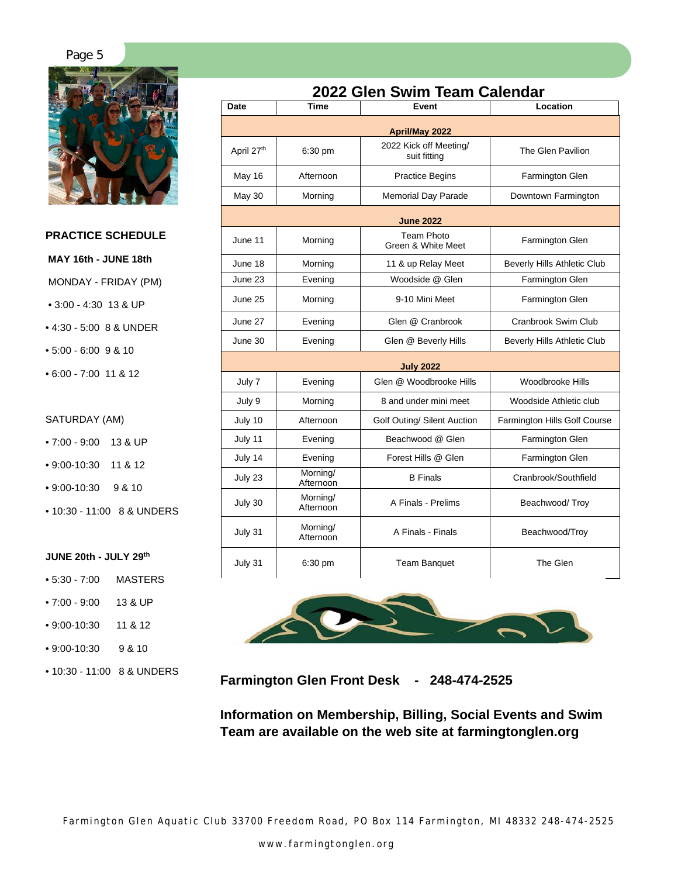## PRACTICE SCHEDULE

**MAY 16th - JUNE 18th**

MONDAY - FRIDAY (PM)

- 3:00 - 4:30 13 & UP
- 4:30 - 5:00 8 & UNDER
- 5:00 - 6:00 9 & 10
- 6:00 - 7:00 11 & 12

SATURDAY (AM)

- 7:00 - 9:00 13 & UP
- 9:00-10:30 11 & 12
- 9:00-10:30 9 & 10
- 10:30 - 11:00 8 & UNDERS

**JUNE 20th - JULY 29th**

- 5:30 - 7:00 MASTERS
- 7:00 - 9:00 13 & UP
- 9:00-10:30 11 & 12
- 9:00-10:30 9 & 10
- 10:30 - 11:00 8 & UNDERS

# 2022 Glen Swim Team Calendar

| Date | Time | Event | Location |
|---|---|---|---|
| **April/May 2022** | | | |
| April 27th | 6:30 pm | 2022 Kick off Meeting/ suit fitting | The Glen Pavilion |
| May 16 | Afternoon | Practice Begins | Farmington Glen |
| May 30 | Morning | Memorial Day Parade | Downtown Farmington |
| **June 2022** | | | |
| June 11 | Morning | Team Photo Green & White Meet | Farmington Glen |
| June 18 | Morning | 11 & up Relay Meet | Beverly Hills Athletic Club |
| June 23 | Evening | Woodside @ Glen | Farmington Glen |
| June 25 | Morning | 9-10 Mini Meet | Farmington Glen |
| June 27 | Evening | Glen @ Cranbrook | Cranbrook Swim Club |
| June 30 | Evening | Glen @ Beverly Hills | Beverly Hills Athletic Club |
| **July 2022** | | | |
| July 7 | Evening | Glen @ Woodbrooke Hills | Woodbrooke Hills |
| July 9 | Morning | 8 and under mini meet | Woodside Athletic club |
| July 10 | Afternoon | Golf Outing/ Silent Auction | Farmington Hills Golf Course |
| July 11 | Evening | Beachwood @ Glen | Farmington Glen |
| July 14 | Evening | Forest Hills @ Glen | Farmington Glen |
| July 23 | Morning/ Afternoon | B Finals | Cranbrook/Southfield |
| July 30 | Morning/ Afternoon | A Finals - Prelims | Beachwood/ Troy |
| July 31 | Morning/ Afternoon | A Finals - Finals | Beachwood/Troy |
| July 31 | 6:30 pm | Team Banquet | The Glen |

**Farmington Glen Front Desk - 248-474-2525**

**Information on Membership, Billing, Social Events and Swim Team are available on the web site at farmingtonglen.org**

Farmington Glen Aquatic Club 33700 Freedom Road, PO Box 114 Farmington, MI 48332 248-474-2525

www.farmingtonglen.org